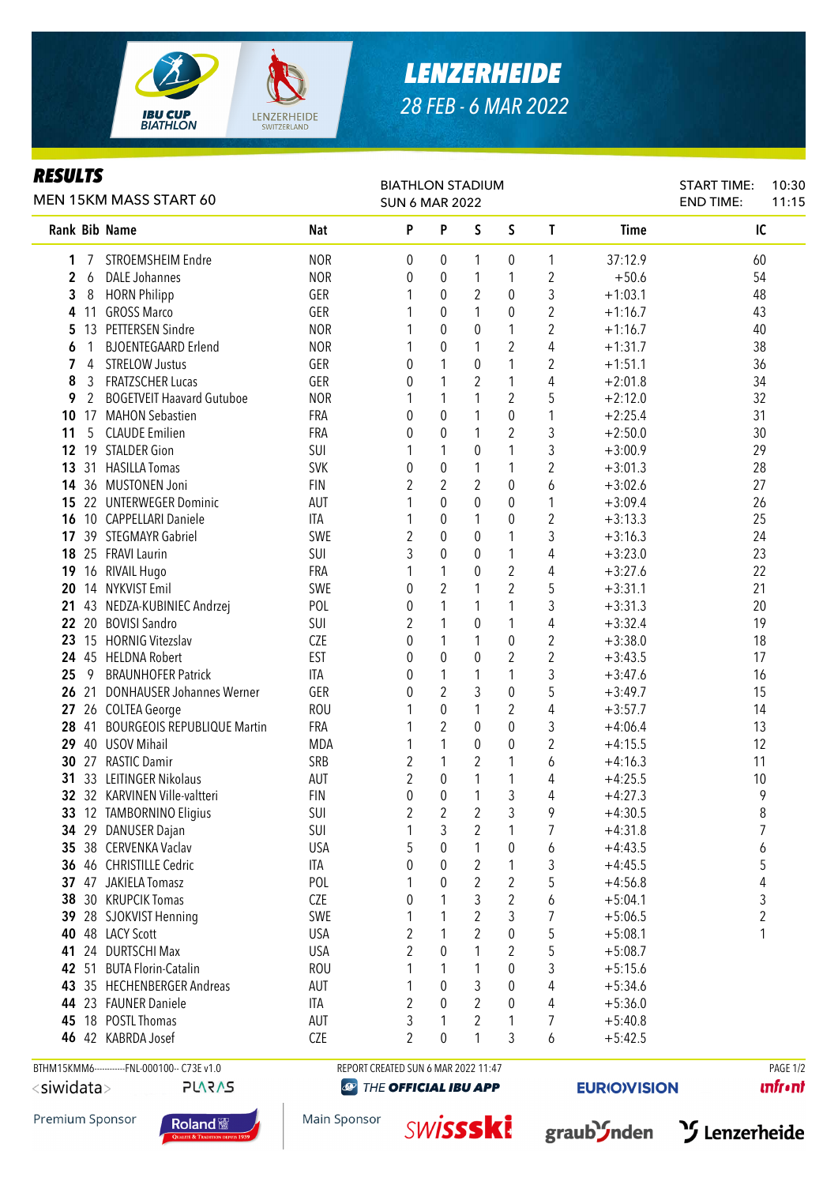# LENZERHEIDE

28 FEB - 6 MAR 2022

## RESULTS

MEN 15KM MASS START 60

BIATHLON STADIUM
SUN 6 MAR 2022

START TIME: 10:30
END TIME: 11:15

| Rank | Bib | Name | Nat | P | P | S | S | T | Time | IC |
|---|---|---|---|---|---|---|---|---|---|---|
| 1 | 7 | STROEMSHEIM Endre | NOR | 0 | 0 | 1 | 0 | 1 | 37:12.9 | 60 |
| 2 | 6 | DALE Johannes | NOR | 0 | 0 | 1 | 1 | 2 | +50.6 | 54 |
| 3 | 8 | HORN Philipp | GER | 1 | 0 | 2 | 0 | 3 | +1:03.1 | 48 |
| 4 | 11 | GROSS Marco | GER | 1 | 0 | 1 | 0 | 2 | +1:16.7 | 43 |
| 5 | 13 | PETTERSEN Sindre | NOR | 1 | 0 | 0 | 1 | 2 | +1:16.7 | 40 |
| 6 | 1 | BJOENTEGAARD Erlend | NOR | 1 | 0 | 1 | 2 | 4 | +1:31.7 | 38 |
| 7 | 4 | STRELOW Justus | GER | 0 | 1 | 0 | 1 | 2 | +1:51.1 | 36 |
| 8 | 3 | FRATZSCHER Lucas | GER | 0 | 1 | 2 | 1 | 4 | +2:01.8 | 34 |
| 9 | 2 | BOGETVEIT Haavard Gutuboe | NOR | 1 | 1 | 1 | 2 | 5 | +2:12.0 | 32 |
| 10 | 17 | MAHON Sebastien | FRA | 0 | 0 | 1 | 0 | 1 | +2:25.4 | 31 |
| 11 | 5 | CLAUDE Emilien | FRA | 0 | 0 | 1 | 2 | 3 | +2:50.0 | 30 |
| 12 | 19 | STALDER Gion | SUI | 1 | 1 | 0 | 1 | 3 | +3:00.9 | 29 |
| 13 | 31 | HASILLA Tomas | SVK | 0 | 0 | 1 | 1 | 2 | +3:01.3 | 28 |
| 14 | 36 | MUSTONEN Joni | FIN | 2 | 2 | 2 | 0 | 6 | +3:02.6 | 27 |
| 15 | 22 | UNTERWEGER Dominic | AUT | 1 | 0 | 0 | 0 | 1 | +3:09.4 | 26 |
| 16 | 10 | CAPPELLARI Daniele | ITA | 1 | 0 | 1 | 0 | 2 | +3:13.3 | 25 |
| 17 | 39 | STEGMAYR Gabriel | SWE | 2 | 0 | 0 | 1 | 3 | +3:16.3 | 24 |
| 18 | 25 | FRAVI Laurin | SUI | 3 | 0 | 0 | 1 | 4 | +3:23.0 | 23 |
| 19 | 16 | RIVAIL Hugo | FRA | 1 | 1 | 0 | 2 | 4 | +3:27.6 | 22 |
| 20 | 14 | NYKVIST Emil | SWE | 0 | 2 | 1 | 2 | 5 | +3:31.1 | 21 |
| 21 | 43 | NEDZA-KUBINIEC Andrzej | POL | 0 | 1 | 1 | 1 | 3 | +3:31.3 | 20 |
| 22 | 20 | BOVISI Sandro | SUI | 2 | 1 | 0 | 1 | 4 | +3:32.4 | 19 |
| 23 | 15 | HORNIG Vitezslav | CZE | 0 | 1 | 1 | 0 | 2 | +3:38.0 | 18 |
| 24 | 45 | HELDNA Robert | EST | 0 | 0 | 0 | 2 | 2 | +3:43.5 | 17 |
| 25 | 9 | BRAUNHOFER Patrick | ITA | 0 | 1 | 1 | 1 | 3 | +3:47.6 | 16 |
| 26 | 21 | DONHAUSER Johannes Werner | GER | 0 | 2 | 3 | 0 | 5 | +3:49.7 | 15 |
| 27 | 26 | COLTEA George | ROU | 1 | 0 | 1 | 2 | 4 | +3:57.7 | 14 |
| 28 | 41 | BOURGEOIS REPUBLIQUE Martin | FRA | 1 | 2 | 0 | 0 | 3 | +4:06.4 | 13 |
| 29 | 40 | USOV Mihail | MDA | 1 | 1 | 0 | 0 | 2 | +4:15.5 | 12 |
| 30 | 27 | RASTIC Damir | SRB | 2 | 1 | 2 | 1 | 6 | +4:16.3 | 11 |
| 31 | 33 | LEITINGER Nikolaus | AUT | 2 | 0 | 1 | 1 | 4 | +4:25.5 | 10 |
| 32 | 32 | KARVINEN Ville-valtteri | FIN | 0 | 0 | 1 | 3 | 4 | +4:27.3 | 9 |
| 33 | 12 | TAMBORNINO Eligius | SUI | 2 | 2 | 2 | 3 | 9 | +4:30.5 | 8 |
| 34 | 29 | DANUSER Dajan | SUI | 1 | 3 | 2 | 1 | 7 | +4:31.8 | 7 |
| 35 | 38 | CERVENKA Vaclav | USA | 5 | 0 | 1 | 0 | 6 | +4:43.5 | 6 |
| 36 | 46 | CHRISTILLE Cedric | ITA | 0 | 0 | 2 | 1 | 3 | +4:45.5 | 5 |
| 37 | 47 | JAKIELA Tomasz | POL | 1 | 0 | 2 | 2 | 5 | +4:56.8 | 4 |
| 38 | 30 | KRUPCIK Tomas | CZE | 0 | 1 | 3 | 2 | 6 | +5:04.1 | 3 |
| 39 | 28 | SJOKVIST Henning | SWE | 1 | 1 | 2 | 3 | 7 | +5:06.5 | 2 |
| 40 | 48 | LACY Scott | USA | 2 | 1 | 2 | 0 | 5 | +5:08.1 | 1 |
| 41 | 24 | DURTSCHI Max | USA | 2 | 0 | 1 | 2 | 5 | +5:08.7 | |
| 42 | 51 | BUTA Florin-Catalin | ROU | 1 | 1 | 1 | 0 | 3 | +5:15.6 | |
| 43 | 35 | HECHENBERGER Andreas | AUT | 1 | 0 | 3 | 0 | 4 | +5:34.6 | |
| 44 | 23 | FAUNER Daniele | ITA | 2 | 0 | 2 | 0 | 4 | +5:36.0 | |
| 45 | 18 | POSTL Thomas | AUT | 3 | 1 | 2 | 1 | 7 | +5:40.8 | |
| 46 | 42 | KABRDA Josef | CZE | 2 | 0 | 1 | 3 | 6 | +5:42.5 | |

BTHM15KMM6-----------FNL-000100-- C73E v1.0 REPORT CREATED SUN 6 MAR 2022 11:47

Premium Sponsor: Roland | Main Sponsor: swissski | graubünden | Lenzerheide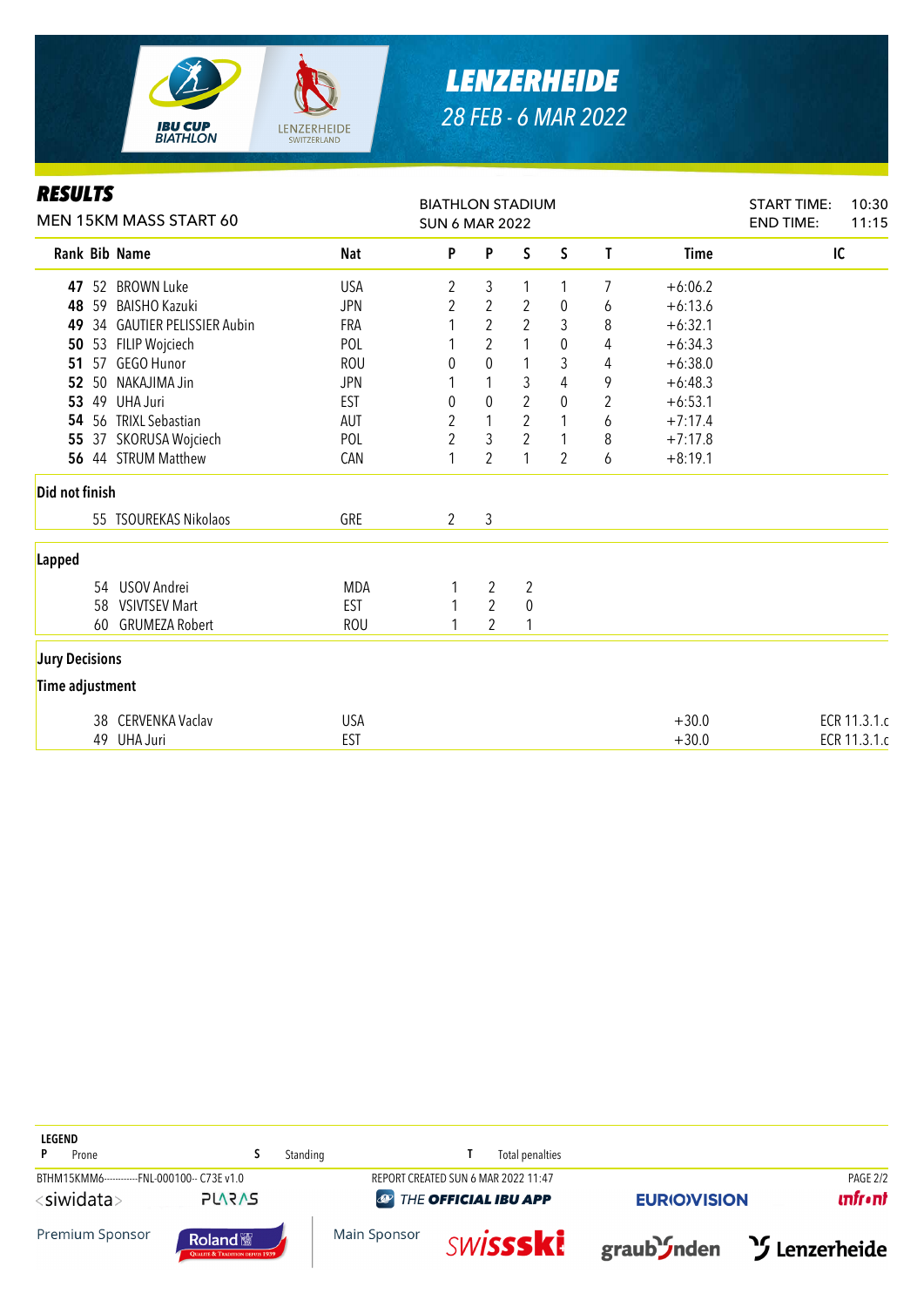# LENZERHEIDE

*28 FEB - 6 MAR 2022*

## RESULTS

MEN 15KM MASS START 60

BIATHLON STADIUM
SUN 6 MAR 2022

START TIME: 10:30
END TIME: 11:15

| Rank | Bib | Name | Nat | P | P | S | S | T | Time | IC |
|---|---|---|---|---|---|---|---|---|---|---|
| **47** | 52 | BROWN Luke | USA | 2 | 3 | 1 | 1 | 7 | +6:06.2 | |
| **48** | 59 | BAISHO Kazuki | JPN | 2 | 2 | 2 | 0 | 6 | +6:13.6 | |
| **49** | 34 | GAUTIER PELISSIER Aubin | FRA | 1 | 2 | 2 | 3 | 8 | +6:32.1 | |
| **50** | 53 | FILIP Wojciech | POL | 1 | 2 | 1 | 0 | 4 | +6:34.3 | |
| **51** | 57 | GEGO Hunor | ROU | 0 | 0 | 1 | 3 | 4 | +6:38.0 | |
| **52** | 50 | NAKAJIMA Jin | JPN | 1 | 1 | 3 | 4 | 9 | +6:48.3 | |
| **53** | 49 | UHA Juri | EST | 0 | 0 | 2 | 0 | 2 | +6:53.1 | |
| **54** | 56 | TRIXL Sebastian | AUT | 2 | 1 | 2 | 1 | 6 | +7:17.4 | |
| **55** | 37 | SKORUSA Wojciech | POL | 2 | 3 | 2 | 1 | 8 | +7:17.8 | |
| **56** | 44 | STRUM Matthew | CAN | 1 | 2 | 1 | 2 | 6 | +8:19.1 | |

### Did not finish

| Bib | Name | Nat | P | P |
|---|---|---|---|---|
| 55 | TSOUREKAS Nikolaos | GRE | 2 | 3 |

### Lapped

| Bib | Name | Nat | P | P | S |
|---|---|---|---|---|---|
| 54 | USOV Andrei | MDA | 1 | 2 | 2 |
| 58 | VSIVTSEV Mart | EST | 1 | 2 | 0 |
| 60 | GRUMEZA Robert | ROU | 1 | 2 | 1 |

### Jury Decisions

#### Time adjustment

| Bib | Name | Nat | Time | IC |
|---|---|---|---|---|
| 38 | CERVENKA Vaclav | USA | +30.0 | ECR 11.3.1.c |
| 49 | UHA Juri | EST | +30.0 | ECR 11.3.1.c |

**LEGEND**
P Prone   S Standing   T Total penalties

BTHM15KMM6-----------FNL-000100-- C73E v1.0   REPORT CREATED SUN 6 MAR 2022 11:47